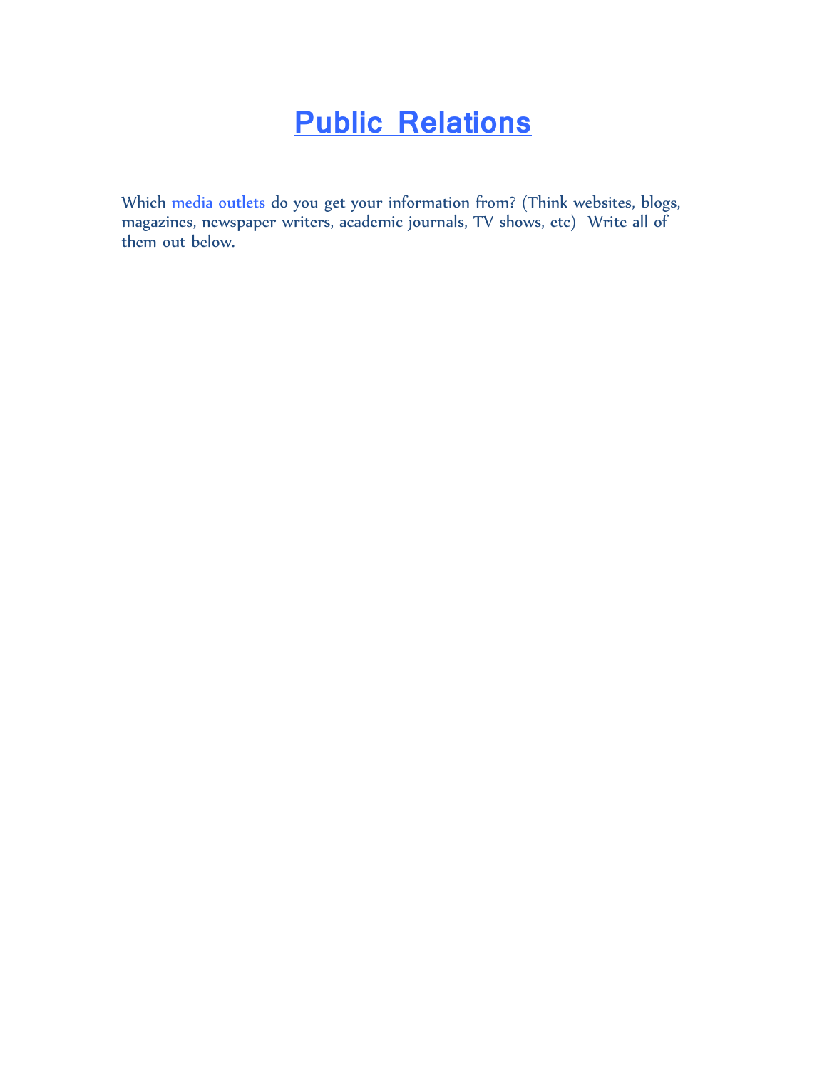# Public Relations

Which media outlets do you get your information from? (Think websites, blogs, magazines, newspaper writers, academic journals, TV shows, etc) Write all of them out below.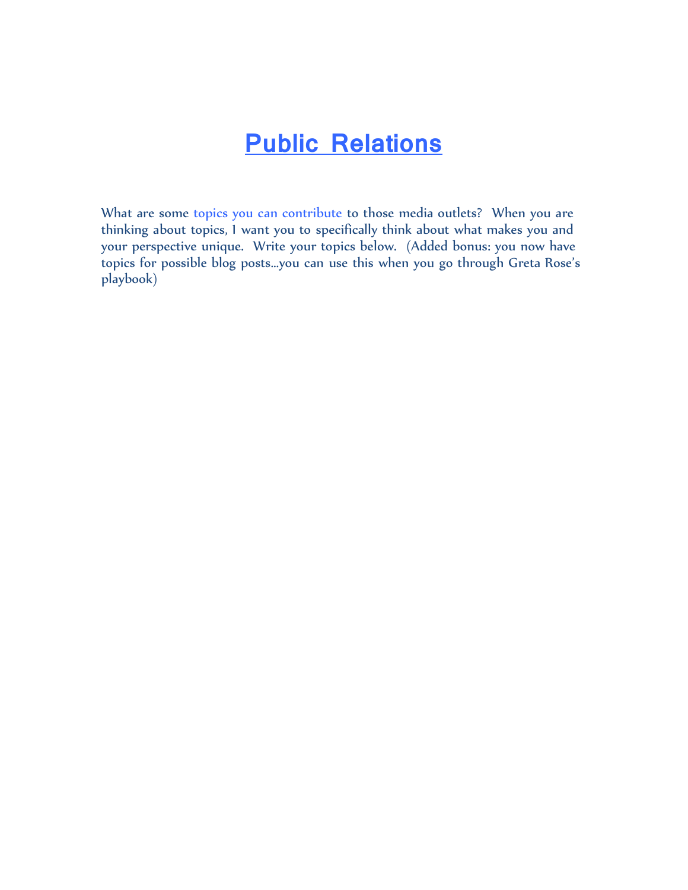# Public Relations

What are some topics you can contribute to those media outlets? When you are thinking about topics, I want you to specifically think about what makes you and your perspective unique. Write your topics below. (Added bonus: you now have topics for possible blog posts…you can use this when you go through Greta Rose's playbook)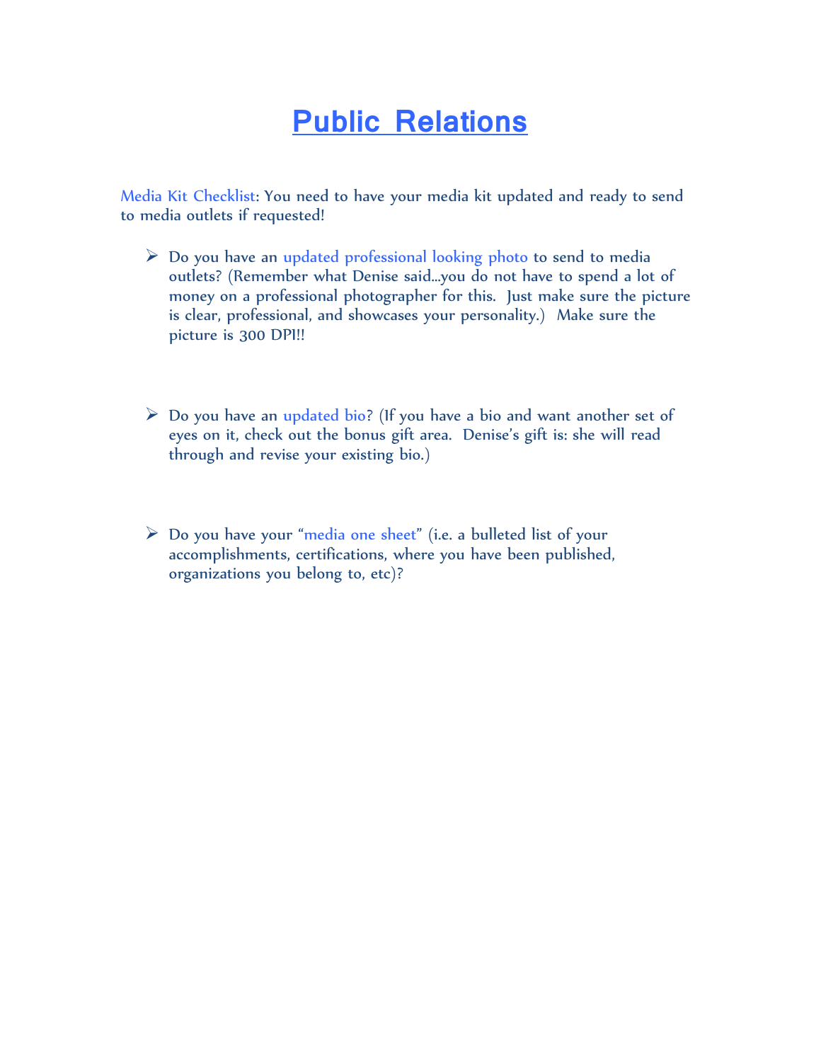# Public Relations

Media Kit Checklist: You need to have your media kit updated and ready to send to media outlets if requested!

- Do you have an updated professional looking photo to send to media outlets? (Remember what Denise said…you do not have to spend a lot of money on a professional photographer for this. Just make sure the picture is clear, professional, and showcases your personality.) Make sure the picture is 300 DPI!!

- Do you have an updated bio? (If you have a bio and want another set of eyes on it, check out the bonus gift area. Denise's gift is: she will read through and revise your existing bio.)

- Do you have your "media one sheet" (i.e. a bulleted list of your accomplishments, certifications, where you have been published, organizations you belong to, etc)?